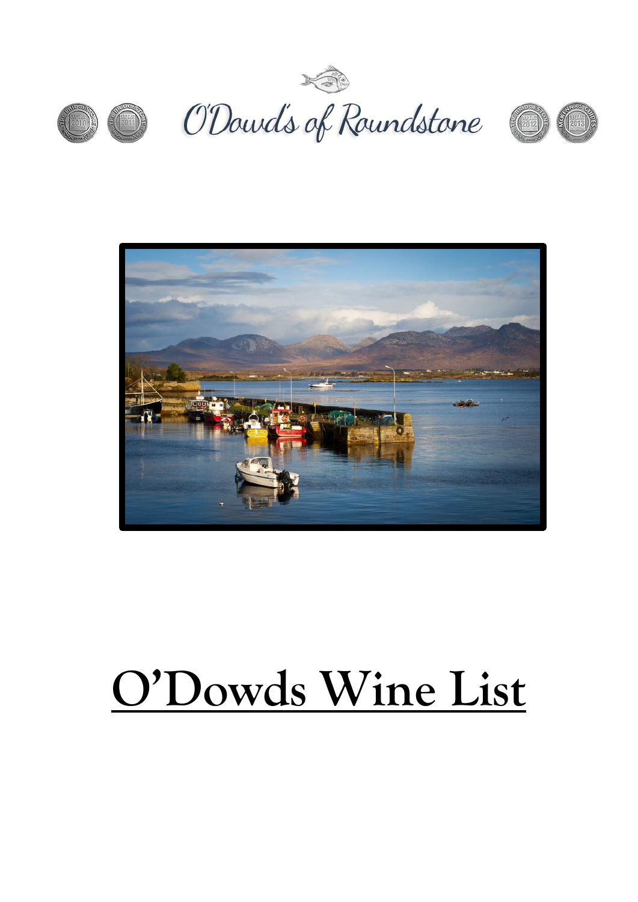O'Dowd's of Roundstone

# O'Dowds Wine List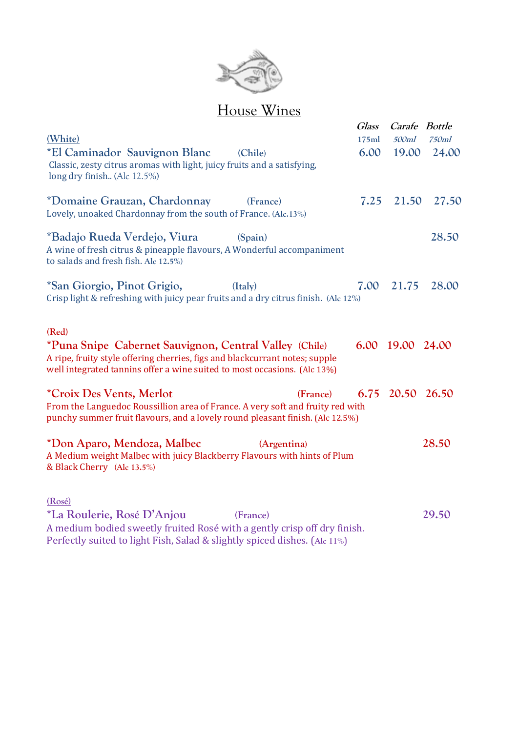# House Wines

| | Glass 175ml | Carafe 500ml | Bottle 750ml |
|---|---|---|---|
| **(White)** | | | |
| *El Caminador Sauvignon Blanc (Chile)<br>Classic, zesty citrus aromas with light, juicy fruits and a satisfying, long dry finish.. (Alc 12.5%) | 6.00 | 19.00 | 24.00 |
| *Domaine Grauzan, Chardonnay (France)<br>Lovely, unoaked Chardonnay from the south of France. (Alc.13%) | 7.25 | 21.50 | 27.50 |
| *Badajo Rueda Verdejo, Viura (Spain)<br>A wine of fresh citrus & pineapple flavours, A Wonderful accompaniment to salads and fresh fish. Alc 12.5%) | | | 28.50 |
| *San Giorgio, Pinot Grigio, (Italy)<br>Crisp light & refreshing with juicy pear fruits and a dry citrus finish. (Alc 12%) | 7.00 | 21.75 | 28.00 |
| **(Red)** | | | |
| *Puna Snipe Cabernet Sauvignon, Central Valley (Chile)<br>A ripe, fruity style offering cherries, figs and blackcurrant notes; supple well integrated tannins offer a wine suited to most occasions. (Alc 13%) | 6.00 | 19.00 | 24.00 |
| *Croix Des Vents, Merlot (France)<br>From the Languedoc Roussillion area of France. A very soft and fruity red with punchy summer fruit flavours, and a lovely round pleasant finish. (Alc 12.5%) | 6.75 | 20.50 | 26.50 |
| *Don Aparo, Mendoza, Malbec (Argentina)<br>A Medium weight Malbec with juicy Blackberry Flavours with hints of Plum & Black Cherry (Alc 13.5%) | | | 28.50 |
| **(Rosé)** | | | |
| *La Roulerie, Rosé D'Anjou (France)<br>A medium bodied sweetly fruited Rosé with a gently crisp off dry finish. Perfectly suited to light Fish, Salad & slightly spiced dishes. (Alc 11%) | | | 29.50 |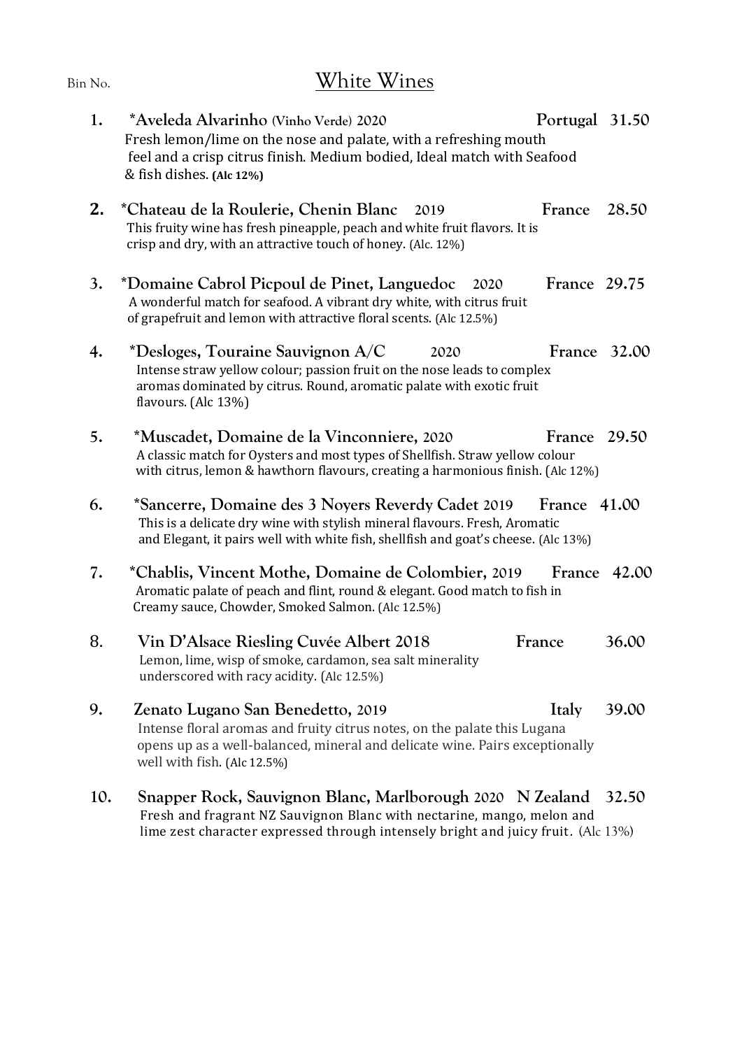Bin No.

# White Wines

1. **\*Aveleda Alvarinho** (Vinho Verde) **2020** — **Portugal** — **31.50**
   Fresh lemon/lime on the nose and palate, with a refreshing mouth feel and a crisp citrus finish. Medium bodied, Ideal match with Seafood & fish dishes. **(Alc 12%)**

2. **\*Chateau de la Roulerie, Chenin Blanc 2019** — **France** — **28.50**
   This fruity wine has fresh pineapple, peach and white fruit flavors. It is crisp and dry, with an attractive touch of honey. (Alc. 12%)

3. **\*Domaine Cabrol Picpoul de Pinet, Languedoc 2020** — **France** — **29.75**
   A wonderful match for seafood. A vibrant dry white, with citrus fruit of grapefruit and lemon with attractive floral scents. (Alc 12.5%)

4. **\*Desloges, Touraine Sauvignon A/C 2020** — **France** — **32.00**
   Intense straw yellow colour; passion fruit on the nose leads to complex aromas dominated by citrus. Round, aromatic palate with exotic fruit flavours. (Alc 13%)

5. **\*Muscadet, Domaine de la Vinconniere, 2020** — **France** — **29.50**
   A classic match for Oysters and most types of Shellfish. Straw yellow colour with citrus, lemon & hawthorn flavours, creating a harmonious finish. (Alc 12%)

6. **\*Sancerre, Domaine des 3 Noyers Reverdy Cadet 2019** — **France** — **41.00**
   This is a delicate dry wine with stylish mineral flavours. Fresh, Aromatic and Elegant, it pairs well with white fish, shellfish and goat's cheese. (Alc 13%)

7. **\*Chablis, Vincent Mothe, Domaine de Colombier, 2019** — **France** — **42.00**
   Aromatic palate of peach and flint, round & elegant. Good match to fish in Creamy sauce, Chowder, Smoked Salmon. (Alc 12.5%)

8. **Vin D'Alsace Riesling Cuvée Albert 2018** — **France** — **36.00**
   Lemon, lime, wisp of smoke, cardamon, sea salt minerality underscored with racy acidity. (Alc 12.5%)

9. **Zenato Lugano San Benedetto, 2019** — **Italy** — **39.00**
   Intense floral aromas and fruity citrus notes, on the palate this Lugana opens up as a well-balanced, mineral and delicate wine. Pairs exceptionally well with fish. (Alc 12.5%)

10. **Snapper Rock, Sauvignon Blanc, Marlborough 2020** — **N Zealand** — **32.50**
    Fresh and fragrant NZ Sauvignon Blanc with nectarine, mango, melon and lime zest character expressed through intensely bright and juicy fruit. (Alc 13%)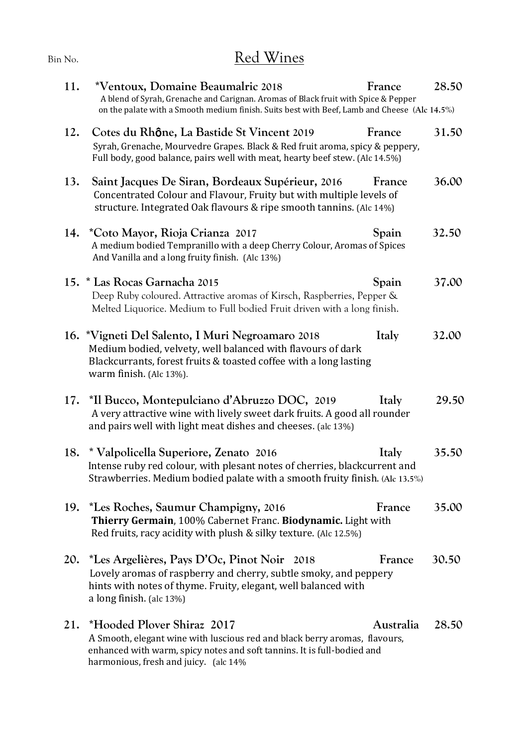Bin No.

# Red Wines

**11. \*Ventoux, Domaine Beaumalric 2018** — France — 28.50
A blend of Syrah, Grenache and Carignan. Aromas of Black fruit with Spice & Pepper on the palate with a Smooth medium finish. Suits best with Beef, Lamb and Cheese (Alc 14.5%)

**12. Cotes du Rhône, La Bastide St Vincent 2019** — France — 31.50
Syrah, Grenache, Mourvedre Grapes. Black & Red fruit aroma, spicy & peppery, Full body, good balance, pairs well with meat, hearty beef stew. (Alc 14.5%)

**13. Saint Jacques De Siran, Bordeaux Supérieur, 2016** — France — 36.00
Concentrated Colour and Flavour, Fruity but with multiple levels of structure. Integrated Oak flavours & ripe smooth tannins. (Alc 14%)

**14. \*Coto Mayor, Rioja Crianza 2017** — Spain — 32.50
A medium bodied Tempranillo with a deep Cherry Colour, Aromas of Spices And Vanilla and a long fruity finish. (Alc 13%)

**15. \* Las Rocas Garnacha 2015** — Spain — 37.00
Deep Ruby coloured. Attractive aromas of Kirsch, Raspberries, Pepper & Melted Liquorice. Medium to Full bodied Fruit driven with a long finish.

**16. \*Vigneti Del Salento, I Muri Negroamaro 2018** — Italy — 32.00
Medium bodied, velvety, well balanced with flavours of dark Blackcurrants, forest fruits & toasted coffee with a long lasting warm finish. (Alc 13%).

**17. \*Il Bucco, Montepulciano d'Abruzzo DOC, 2019** — Italy — 29.50
A very attractive wine with lively sweet dark fruits. A good all rounder and pairs well with light meat dishes and cheeses. (alc 13%)

**18. \* Valpolicella Superiore, Zenato 2016** — Italy — 35.50
Intense ruby red colour, with plesant notes of cherries, blackcurrent and Strawberries. Medium bodied palate with a smooth fruity finish. (Alc 13.5%)

**19. \*Les Roches, Saumur Champigny, 2016** — France — 35.00
**Thierry Germain**, 100% Cabernet Franc. **Biodynamic.** Light with Red fruits, racy acidity with plush & silky texture. (Alc 12.5%)

**20. \*Les Argelières, Pays D'Oc, Pinot Noir 2018** — France — 30.50
Lovely aromas of raspberry and cherry, subtle smoky, and peppery hints with notes of thyme. Fruity, elegant, well balanced with a long finish. (alc 13%)

**21. \*Hooded Plover Shiraz 2017** — Australia — 28.50
A Smooth, elegant wine with luscious red and black berry aromas, flavours, enhanced with warm, spicy notes and soft tannins. It is full-bodied and harmonious, fresh and juicy. (alc 14%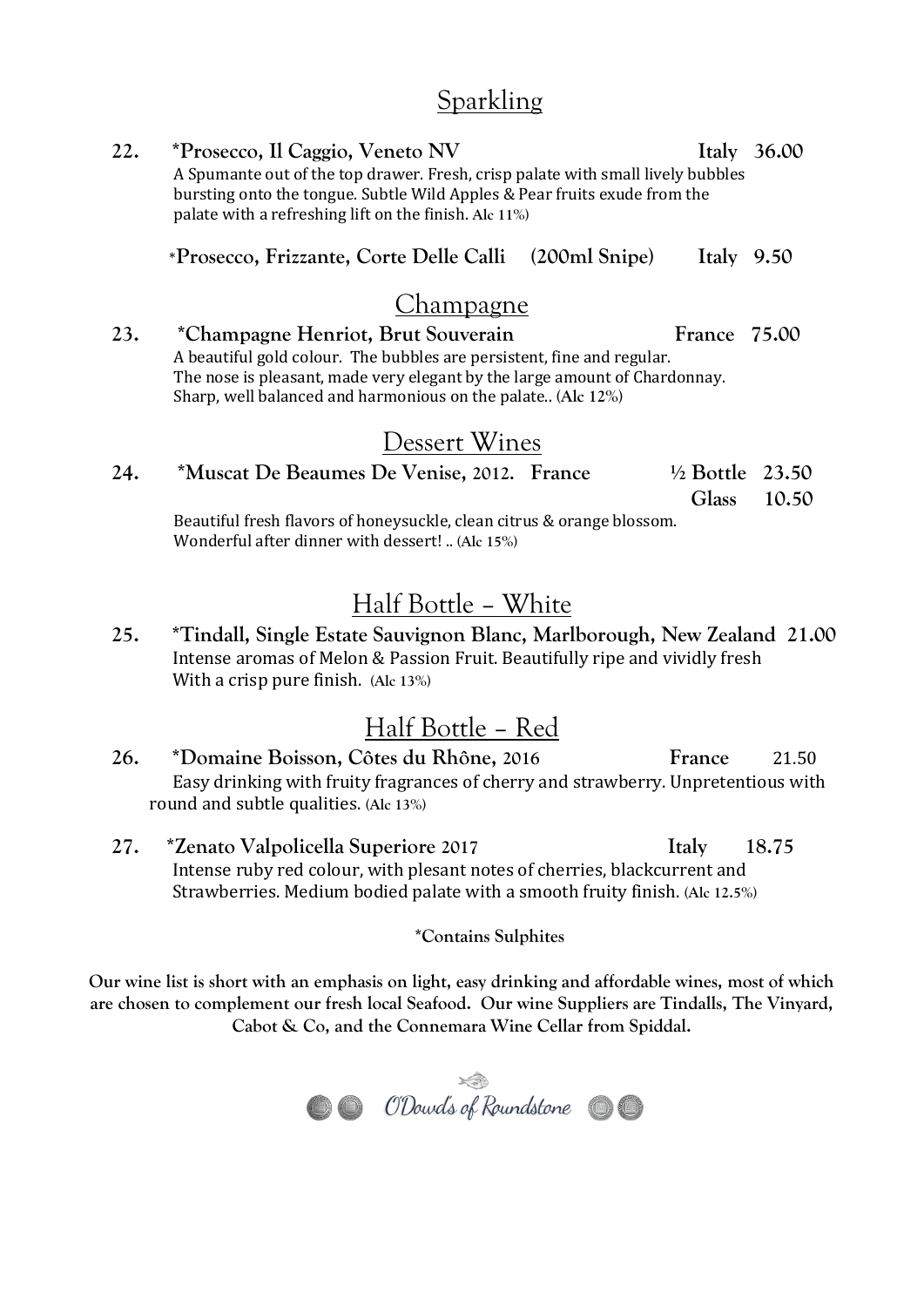## Sparkling

**22. *Prosecco, Il Caggio, Veneto NV** **Italy 36.00**
A Spumante out of the top drawer. Fresh, crisp palate with small lively bubbles bursting onto the tongue. Subtle Wild Apples & Pear fruits exude from the palate with a refreshing lift on the finish. Alc 11%)

***Prosecco, Frizzante, Corte Delle Calli (200ml Snipe) Italy 9.50**

## Champagne

**23. *Champagne Henriot, Brut Souverain** **France 75.00**
A beautiful gold colour. The bubbles are persistent, fine and regular. The nose is pleasant, made very elegant by the large amount of Chardonnay. Sharp, well balanced and harmonious on the palate.. (Alc 12%)

## Dessert Wines

**24. *Muscat De Beaumes De Venise, 2012. France** **½ Bottle 23.50**
**Glass 10.50**
Beautiful fresh flavors of honeysuckle, clean citrus & orange blossom. Wonderful after dinner with dessert! .. (Alc 15%)

## Half Bottle – White

**25. *Tindall, Single Estate Sauvignon Blanc, Marlborough, New Zealand 21.00**
Intense aromas of Melon & Passion Fruit. Beautifully ripe and vividly fresh With a crisp pure finish. (Alc 13%)

## Half Bottle – Red

**26. *Domaine Boisson, Côtes du Rhône, 2016** **France** 21.50
Easy drinking with fruity fragrances of cherry and strawberry. Unpretentious with round and subtle qualities. (Alc 13%)

**27. *Zenato Valpolicella Superiore 2017** **Italy 18.75**
Intense ruby red colour, with plesant notes of cherries, blackcurrent and Strawberries. Medium bodied palate with a smooth fruity finish. (Alc 12.5%)

***Contains Sulphites**

**Our wine list is short with an emphasis on light, easy drinking and affordable wines, most of which are chosen to complement our fresh local Seafood. Our wine Suppliers are Tindalls, The Vinyard, Cabot & Co, and the Connemara Wine Cellar from Spiddal.**

O'Dowd's of Roundstone